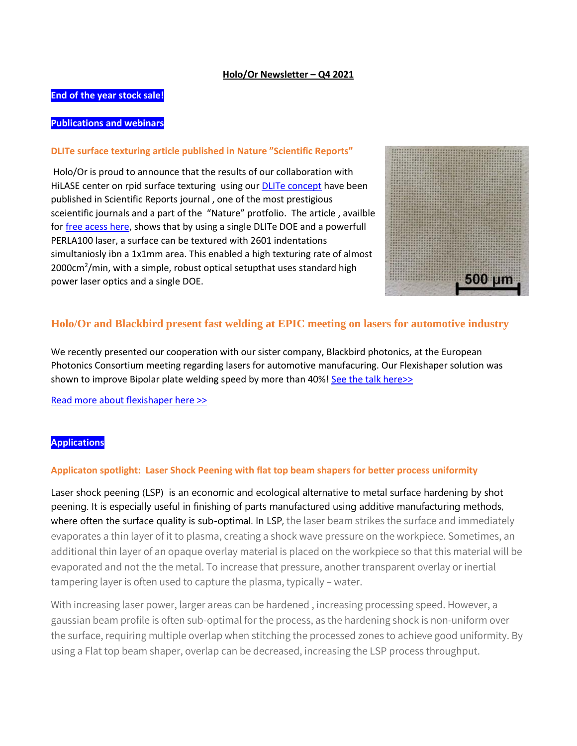# Holo/Or Newsletter – Q4 2021

**End of the year stock sale!**

**Publications and webinars**

### DLITe surface texturing article published in Nature "Scientific Reports"

Holo/Or is proud to announce that the results of our collaboration with HiLASE center on rpid surface texturing using our DLITe concept have been published in Scientific Reports journal , one of the most prestigious sceientific journals and a part of the "Nature" protfolio. The article , availble for free acess here, shows that by using a single DLITe DOE and a powerfull PERLA100 laser, a surface can be textured with 2601 indentations simultaniosly ibn a 1x1mm area. This enabled a high texturing rate of almost 2000cm$^2$/min, with a simple, robust optical setupthat uses standard high power laser optics and a single DOE.

### Holo/Or and Blackbird present fast welding at EPIC meeting on lasers for automotive industry

We recently presented our cooperation with our sister company, Blackbird photonics, at the European Photonics Consortium meeting regarding lasers for automotive manufacuring. Our Flexishaper solution was shown to improve Bipolar plate welding speed by more than 40%! See the talk here>>

Read more about flexishaper here >>

**Applications**

### Applicaton spotlight: Laser Shock Peening with flat top beam shapers for better process uniformity

Laser shock peening (LSP) is an economic and ecological alternative to metal surface hardening by shot peening. It is especially useful in finishing of parts manufactured using additive manufacturing methods, where often the surface quality is sub-optimal. In LSP, the laser beam strikes the surface and immediately evaporates a thin layer of it to plasma, creating a shock wave pressure on the workpiece. Sometimes, an additional thin layer of an opaque overlay material is placed on the workpiece so that this material will be evaporated and not the the metal. To increase that pressure, another transparent overlay or inertial tampering layer is often used to capture the plasma, typically – water.

With increasing laser power, larger areas can be hardened , increasing processing speed. However, a gaussian beam profile is often sub-optimal for the process, as the hardening shock is non-uniform over the surface, requiring multiple overlap when stitching the processed zones to achieve good uniformity. By using a Flat top beam shaper, overlap can be decreased, increasing the LSP process throughput.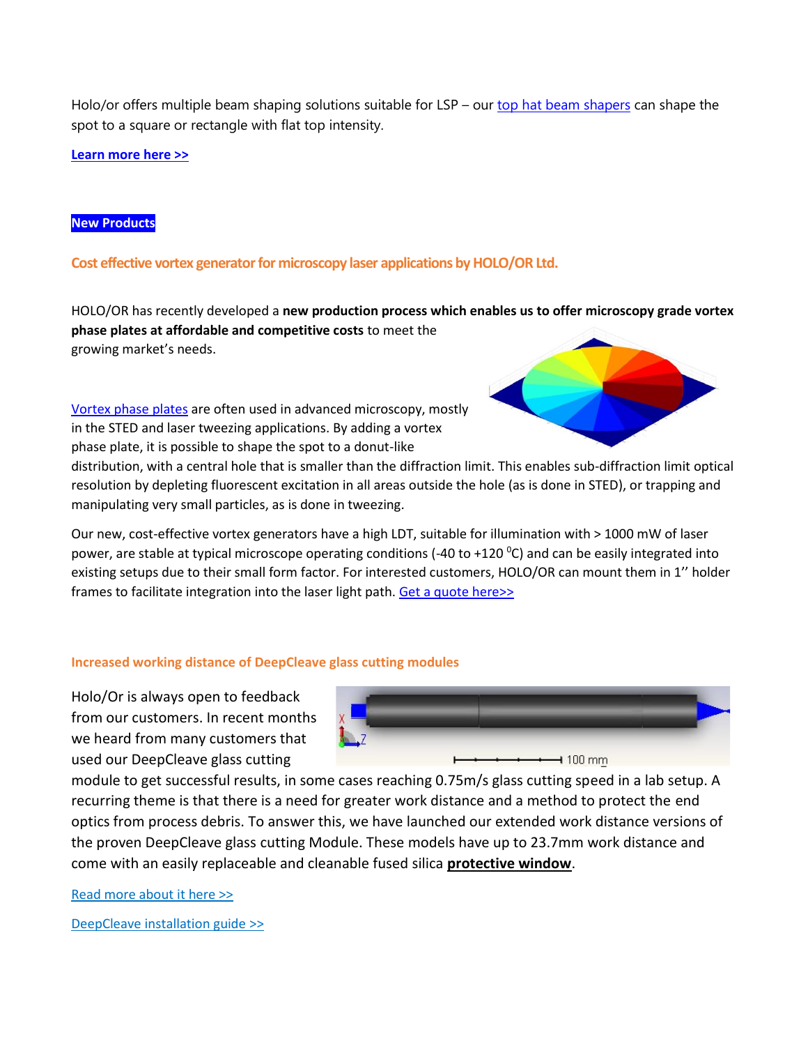Holo/or offers multiple beam shaping solutions suitable for LSP – our top hat beam shapers can shape the spot to a square or rectangle with flat top intensity.

**Learn more here >>**

**New Products**

### Cost effective vortex generator for microscopy laser applications by HOLO/OR Ltd.

HOLO/OR has recently developed a **new production process which enables us to offer microscopy grade vortex phase plates at affordable and competitive costs** to meet the growing market's needs.

Vortex phase plates are often used in advanced microscopy, mostly in the STED and laser tweezing applications. By adding a vortex phase plate, it is possible to shape the spot to a donut-like distribution, with a central hole that is smaller than the diffraction limit. This enables sub-diffraction limit optical resolution by depleting fluorescent excitation in all areas outside the hole (as is done in STED), or trapping and manipulating very small particles, as is done in tweezing.

Our new, cost-effective vortex generators have a high LDT, suitable for illumination with > 1000 mW of laser power, are stable at typical microscope operating conditions (-40 to +120 $^{0}$C) and can be easily integrated into existing setups due to their small form factor. For interested customers, HOLO/OR can mount them in 1'' holder frames to facilitate integration into the laser light path. Get a quote here>>

### Increased working distance of DeepCleave glass cutting modules

Holo/Or is always open to feedback from our customers. In recent months we heard from many customers that used our DeepCleave glass cutting module to get successful results, in some cases reaching 0.75m/s glass cutting speed in a lab setup. A recurring theme is that there is a need for greater work distance and a method to protect the end optics from process debris. To answer this, we have launched our extended work distance versions of the proven DeepCleave glass cutting Module. These models have up to 23.7mm work distance and come with an easily replaceable and cleanable fused silica **protective window**.

Read more about it here >>

DeepCleave installation guide >>